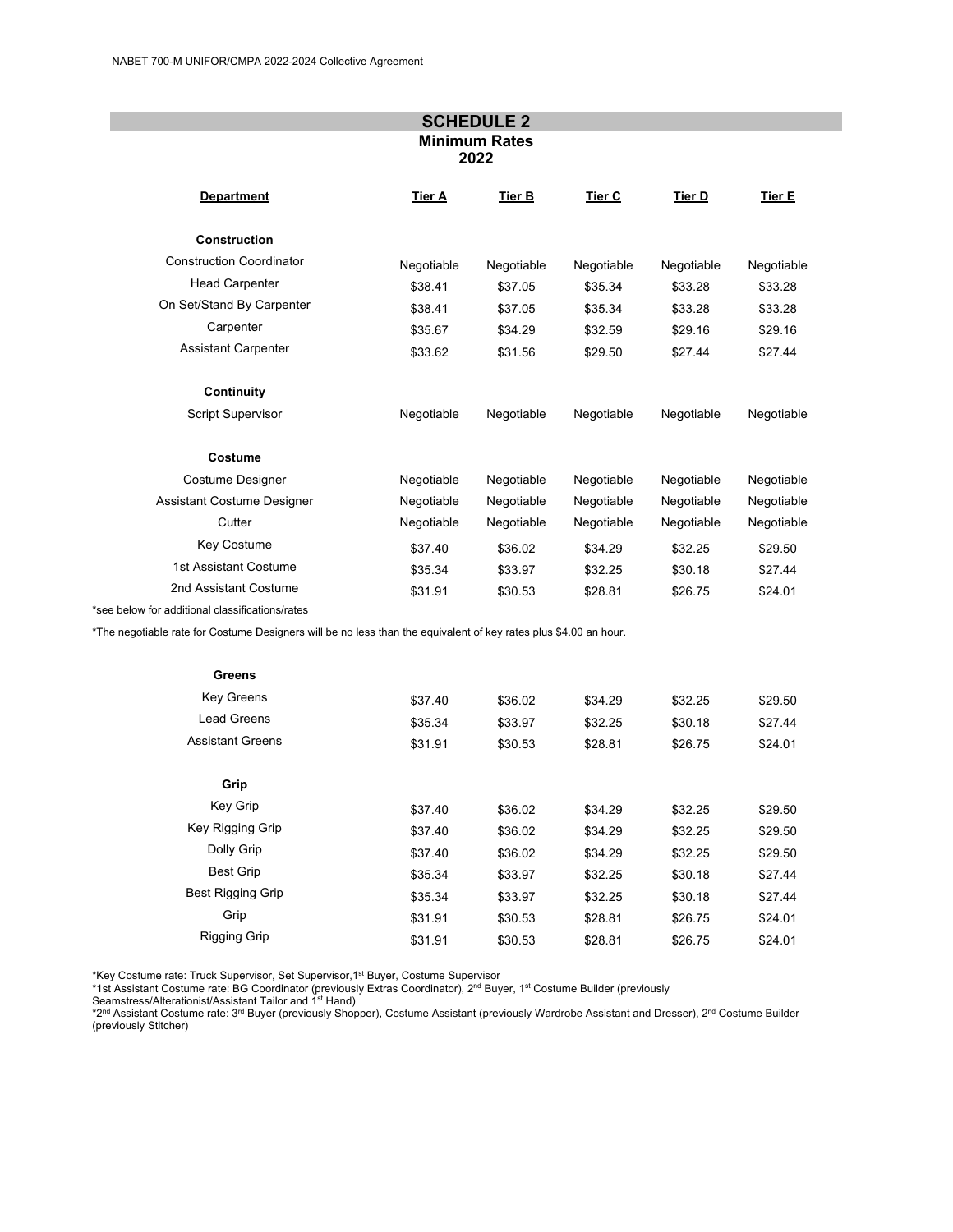## SCHEDULE 2

### Minimum Rates 2022

| Department | Tier A | Tier B | Tier C | Tier D | Tier E |
|---|---|---|---|---|---|
| **Construction** | | | | | |
| Construction Coordinator | Negotiable | Negotiable | Negotiable | Negotiable | Negotiable |
| Head Carpenter | $38.41 | $37.05 | $35.34 | $33.28 | $33.28 |
| On Set/Stand By Carpenter | $38.41 | $37.05 | $35.34 | $33.28 | $33.28 |
| Carpenter | $35.67 | $34.29 | $32.59 | $29.16 | $29.16 |
| Assistant Carpenter | $33.62 | $31.56 | $29.50 | $27.44 | $27.44 |
| **Continuity** | | | | | |
| Script Supervisor | Negotiable | Negotiable | Negotiable | Negotiable | Negotiable |
| **Costume** | | | | | |
| Costume Designer | Negotiable | Negotiable | Negotiable | Negotiable | Negotiable |
| Assistant Costume Designer | Negotiable | Negotiable | Negotiable | Negotiable | Negotiable |
| Cutter | Negotiable | Negotiable | Negotiable | Negotiable | Negotiable |
| Key Costume | $37.40 | $36.02 | $34.29 | $32.25 | $29.50 |
| 1st Assistant Costume | $35.34 | $33.97 | $32.25 | $30.18 | $27.44 |
| 2nd Assistant Costume | $31.91 | $30.53 | $28.81 | $26.75 | $24.01 |

*see below for additional classifications/rates

*The negotiable rate for Costume Designers will be no less than the equivalent of key rates plus $4.00 an hour.

| Department | Tier A | Tier B | Tier C | Tier D | Tier E |
|---|---|---|---|---|---|
| **Greens** | | | | | |
| Key Greens | $37.40 | $36.02 | $34.29 | $32.25 | $29.50 |
| Lead Greens | $35.34 | $33.97 | $32.25 | $30.18 | $27.44 |
| Assistant Greens | $31.91 | $30.53 | $28.81 | $26.75 | $24.01 |
| **Grip** | | | | | |
| Key Grip | $37.40 | $36.02 | $34.29 | $32.25 | $29.50 |
| Key Rigging Grip | $37.40 | $36.02 | $34.29 | $32.25 | $29.50 |
| Dolly Grip | $37.40 | $36.02 | $34.29 | $32.25 | $29.50 |
| Best Grip | $35.34 | $33.97 | $32.25 | $30.18 | $27.44 |
| Best Rigging Grip | $35.34 | $33.97 | $32.25 | $30.18 | $27.44 |
| Grip | $31.91 | $30.53 | $28.81 | $26.75 | $24.01 |
| Rigging Grip | $31.91 | $30.53 | $28.81 | $26.75 | $24.01 |

*Key Costume rate: Truck Supervisor, Set Supervisor, 1st Buyer, Costume Supervisor

*1st Assistant Costume rate: BG Coordinator (previously Extras Coordinator), 2nd Buyer, 1st Costume Builder (previously Seamstress/Alterationist/Assistant Tailor and 1st Hand)

*2nd Assistant Costume rate: 3rd Buyer (previously Shopper), Costume Assistant (previously Wardrobe Assistant and Dresser), 2nd Costume Builder (previously Stitcher)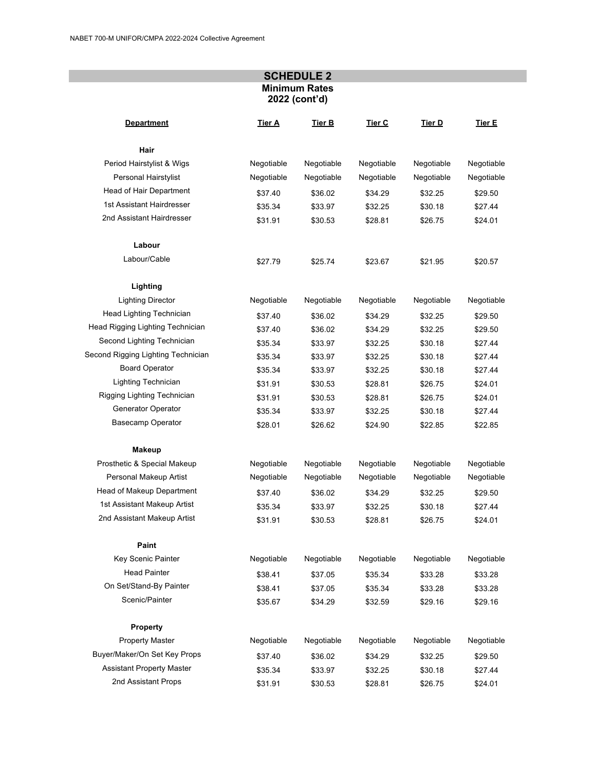## SCHEDULE 2

### Minimum Rates
### 2022 (cont'd)

| Department | Tier A | Tier B | Tier C | Tier D | Tier E |
|---|---|---|---|---|---|
| **Hair** | | | | | |
| Period Hairstylist & Wigs | Negotiable | Negotiable | Negotiable | Negotiable | Negotiable |
| Personal Hairstylist | Negotiable | Negotiable | Negotiable | Negotiable | Negotiable |
| Head of Hair Department | $37.40 | $36.02 | $34.29 | $32.25 | $29.50 |
| 1st Assistant Hairdresser | $35.34 | $33.97 | $32.25 | $30.18 | $27.44 |
| 2nd Assistant Hairdresser | $31.91 | $30.53 | $28.81 | $26.75 | $24.01 |
| **Labour** | | | | | |
| Labour/Cable | $27.79 | $25.74 | $23.67 | $21.95 | $20.57 |
| **Lighting** | | | | | |
| Lighting Director | Negotiable | Negotiable | Negotiable | Negotiable | Negotiable |
| Head Lighting Technician | $37.40 | $36.02 | $34.29 | $32.25 | $29.50 |
| Head Rigging Lighting Technician | $37.40 | $36.02 | $34.29 | $32.25 | $29.50 |
| Second Lighting Technician | $35.34 | $33.97 | $32.25 | $30.18 | $27.44 |
| Second Rigging Lighting Technician | $35.34 | $33.97 | $32.25 | $30.18 | $27.44 |
| Board Operator | $35.34 | $33.97 | $32.25 | $30.18 | $27.44 |
| Lighting Technician | $31.91 | $30.53 | $28.81 | $26.75 | $24.01 |
| Rigging Lighting Technician | $31.91 | $30.53 | $28.81 | $26.75 | $24.01 |
| Generator Operator | $35.34 | $33.97 | $32.25 | $30.18 | $27.44 |
| Basecamp Operator | $28.01 | $26.62 | $24.90 | $22.85 | $22.85 |
| **Makeup** | | | | | |
| Prosthetic & Special Makeup | Negotiable | Negotiable | Negotiable | Negotiable | Negotiable |
| Personal Makeup Artist | Negotiable | Negotiable | Negotiable | Negotiable | Negotiable |
| Head of Makeup Department | $37.40 | $36.02 | $34.29 | $32.25 | $29.50 |
| 1st Assistant Makeup Artist | $35.34 | $33.97 | $32.25 | $30.18 | $27.44 |
| 2nd Assistant Makeup Artist | $31.91 | $30.53 | $28.81 | $26.75 | $24.01 |
| **Paint** | | | | | |
| Key Scenic Painter | Negotiable | Negotiable | Negotiable | Negotiable | Negotiable |
| Head Painter | $38.41 | $37.05 | $35.34 | $33.28 | $33.28 |
| On Set/Stand-By Painter | $38.41 | $37.05 | $35.34 | $33.28 | $33.28 |
| Scenic/Painter | $35.67 | $34.29 | $32.59 | $29.16 | $29.16 |
| **Property** | | | | | |
| Property Master | Negotiable | Negotiable | Negotiable | Negotiable | Negotiable |
| Buyer/Maker/On Set Key Props | $37.40 | $36.02 | $34.29 | $32.25 | $29.50 |
| Assistant Property Master | $35.34 | $33.97 | $32.25 | $30.18 | $27.44 |
| 2nd Assistant Props | $31.91 | $30.53 | $28.81 | $26.75 | $24.01 |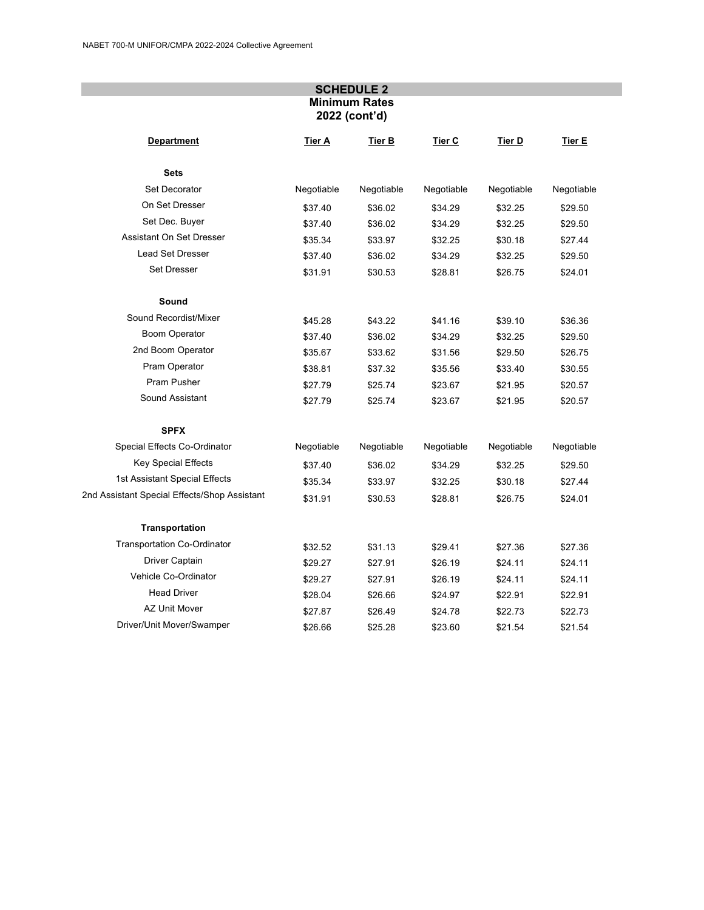## SCHEDULE 2

### Minimum Rates
### 2022 (cont'd)

| Department | Tier A | Tier B | Tier C | Tier D | Tier E |
|---|---|---|---|---|---|
| **Sets** | | | | | |
| Set Decorator | Negotiable | Negotiable | Negotiable | Negotiable | Negotiable |
| On Set Dresser | $37.40 | $36.02 | $34.29 | $32.25 | $29.50 |
| Set Dec. Buyer | $37.40 | $36.02 | $34.29 | $32.25 | $29.50 |
| Assistant On Set Dresser | $35.34 | $33.97 | $32.25 | $30.18 | $27.44 |
| Lead Set Dresser | $37.40 | $36.02 | $34.29 | $32.25 | $29.50 |
| Set Dresser | $31.91 | $30.53 | $28.81 | $26.75 | $24.01 |
| **Sound** | | | | | |
| Sound Recordist/Mixer | $45.28 | $43.22 | $41.16 | $39.10 | $36.36 |
| Boom Operator | $37.40 | $36.02 | $34.29 | $32.25 | $29.50 |
| 2nd Boom Operator | $35.67 | $33.62 | $31.56 | $29.50 | $26.75 |
| Pram Operator | $38.81 | $37.32 | $35.56 | $33.40 | $30.55 |
| Pram Pusher | $27.79 | $25.74 | $23.67 | $21.95 | $20.57 |
| Sound Assistant | $27.79 | $25.74 | $23.67 | $21.95 | $20.57 |
| **SPFX** | | | | | |
| Special Effects Co-Ordinator | Negotiable | Negotiable | Negotiable | Negotiable | Negotiable |
| Key Special Effects | $37.40 | $36.02 | $34.29 | $32.25 | $29.50 |
| 1st Assistant Special Effects | $35.34 | $33.97 | $32.25 | $30.18 | $27.44 |
| 2nd Assistant Special Effects/Shop Assistant | $31.91 | $30.53 | $28.81 | $26.75 | $24.01 |
| **Transportation** | | | | | |
| Transportation Co-Ordinator | $32.52 | $31.13 | $29.41 | $27.36 | $27.36 |
| Driver Captain | $29.27 | $27.91 | $26.19 | $24.11 | $24.11 |
| Vehicle Co-Ordinator | $29.27 | $27.91 | $26.19 | $24.11 | $24.11 |
| Head Driver | $28.04 | $26.66 | $24.97 | $22.91 | $22.91 |
| AZ Unit Mover | $27.87 | $26.49 | $24.78 | $22.73 | $22.73 |
| Driver/Unit Mover/Swamper | $26.66 | $25.28 | $23.60 | $21.54 | $21.54 |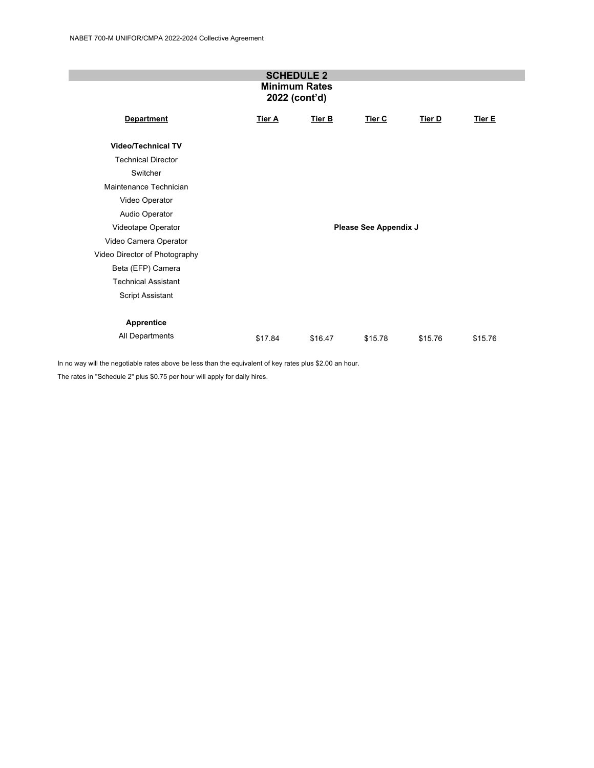## SCHEDULE 2

### Minimum Rates 2022 (cont'd)

| Department | Tier A | Tier B | Tier C | Tier D | Tier E |
|---|---|---|---|---|---|
| **Video/Technical TV** | | | | | |
| Technical Director | | | | | |
| Switcher | | | | | |
| Maintenance Technician | | | | | |
| Video Operator | | | | | |
| Audio Operator | | | | | |
| Videotape Operator | | | **Please See Appendix J** | | |
| Video Camera Operator | | | | | |
| Video Director of Photography | | | | | |
| Beta (EFP) Camera | | | | | |
| Technical Assistant | | | | | |
| Script Assistant | | | | | |
| **Apprentice** | | | | | |
| All Departments | $17.84 | $16.47 | $15.78 | $15.76 | $15.76 |

In no way will the negotiable rates above be less than the equivalent of key rates plus $2.00 an hour.

The rates in "Schedule 2" plus $0.75 per hour will apply for daily hires.